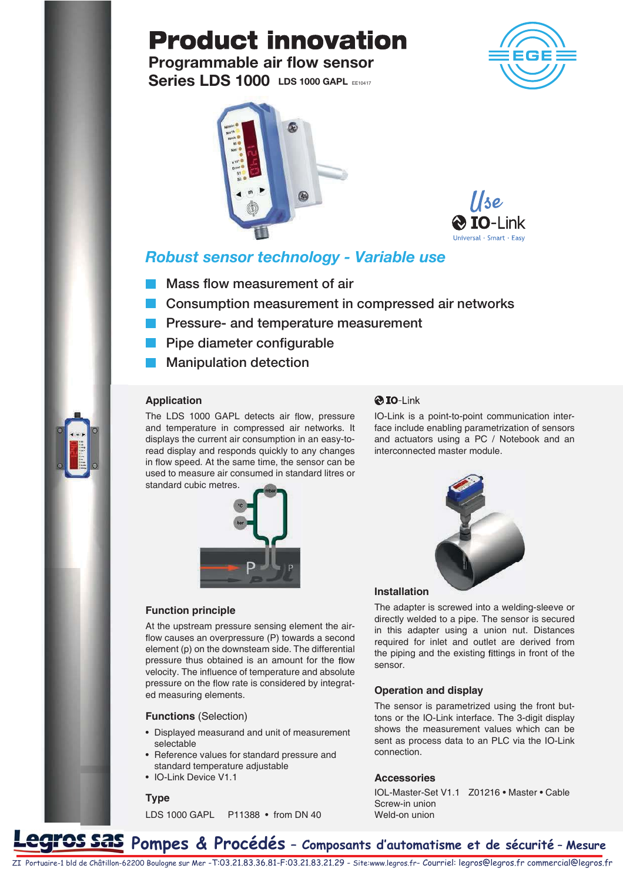# Product innovation

## Programmable air flow sensor

## Series LDS 1000 LDS 1000 GAPL EE10417

Use IO-Link
Universal · Smart · Easy

### *Robust sensor technology - Variable use*

- Mass flow measurement of air
- Consumption measurement in compressed air networks
- Pressure- and temperature measurement
- Pipe diameter configurable
- Manipulation detection

### Application

The LDS 1000 GAPL detects air flow, pressure and temperature in compressed air networks. It displays the current air consumption in an easy-to-read display and responds quickly to any changes in flow speed. At the same time, the sensor can be used to measure air consumed in standard litres or standard cubic metres.

### Function principle

At the upstream pressure sensing element the airflow causes an overpressure (P) towards a second element (p) on the downsteam side. The differential pressure thus obtained is an amount for the flow velocity. The influence of temperature and absolute pressure on the flow rate is considered by integrated measuring elements.

### Functions (Selection)

- Displayed measurand and unit of measurement selectable
- Reference values for standard pressure and standard temperature adjustable
- IO-Link Device V1.1

### Type

LDS 1000 GAPL P11388 • from DN 40

### IO-Link

IO-Link is a point-to-point communication interface include enabling parametrization of sensors and actuators using a PC / Notebook and an interconnected master module.

### Installation

The adapter is screwed into a welding-sleeve or directly welded to a pipe. The sensor is secured in this adapter using a union nut. Distances required for inlet and outlet are derived from the piping and the existing fittings in front of the sensor.

### Operation and display

The sensor is parametrized using the front buttons or the IO-Link interface. The 3-digit display shows the measurement values which can be sent as process data to an PLC via the IO-Link connection.

### Accessories

IOL-Master-Set V1.1 Z01216 • Master • Cable
Screw-in union
Weld-on union

**Legros sas** Pompes & Procédés – Composants d'automatisme et de sécurité – Mesure

ZI Portuaire-1 bld de Châtillon-62200 Boulogne sur Mer -T:03.21.83.36.81-F:03.21.83.21.29 - Site:www.legros.fr- Courriel: legros@legros.fr commercial@legros.fr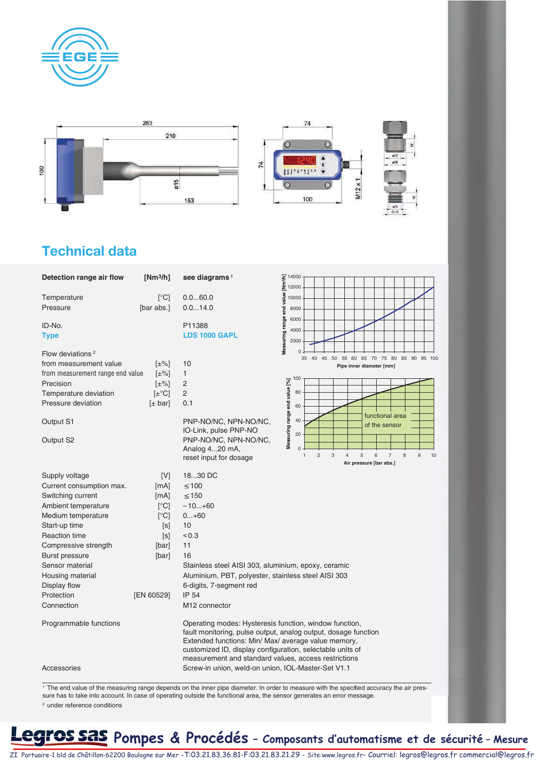## Technical data

| | | |
|---|---|---|
| **Detection range air flow** | **[Nm³/h]** | **see diagrams** [1] |
| Temperature | [°C] | 0.0...60.0 |
| Pressure | [bar abs.] | 0.0...14.0 |
| ID-No. | | P11388 |
| **Type** | | **LDS 1000 GAPL** |
| Flow deviations [2] | | |
| from measurement value | [±%] | 10 |
| from measurement range end value | [±%] | 1 |
| Precision | [±%] | 2 |
| Temperature deviation | [±°C] | 2 |
| Pressure deviation | [± bar] | 0.1 |
| Output S1 | | PNP-NO/NC, NPN-NO/NC, IO-Link, pulse PNP-NO |
| Output S2 | | PNP-NO/NC, NPN-NO/NC, Analog 4...20 mA, reset input for dosage |
| Supply voltage | [V] | 18...30 DC |
| Current consumption max. | [mA] | ≤100 |
| Switching current | [mA] | ≤150 |
| Ambient temperature | [°C] | –10...+60 |
| Medium temperature | [°C] | 0...+60 |
| Start-up time | [s] | 10 |
| Reaction time | [s] | <0.3 |
| Compressive strength | [bar] | 11 |
| Burst pressure | [bar] | 16 |
| Sensor material | | Stainless steel AISI 303, aluminium, epoxy, ceramic |
| Housing material | | Aluminium, PBT, polyester, stainless steel AISI 303 |
| Display flow | | 6-digits, 7-segment red |
| Protection | [EN 60529] | IP 54 |
| Connection | | M12 connector |
| Programmable functions | | Operating modes: Hysteresis function, window function, fault monitoring, pulse output, analog output, dosage function<br>Extended functions: Min/ Max/ average value memory, customized ID, display configuration, selectable units of measurement and standard values, access restrictions |
| Accessories | | Screw-in union, weld-on union, IOL-Master-Set V1.1 |

[1] The end value of the measuring range depends on the inner pipe diameter. In order to measure with the specified accuracy the air pressure has to take into account. In case of operating outside the functional area, the sensor generates an error message.

[2] under reference conditions

**Legros sas** Pompes & Procédés – Composants d'automatisme et de sécurité – Mesure

ZI Portuaire-1 bld de Châtillon-62200 Boulogne sur Mer -T:03.21.83.36.81-F:03.21.83.21.29 - Site:www.legros.fr- Courriel: legros@legros.fr commercial@legros.fr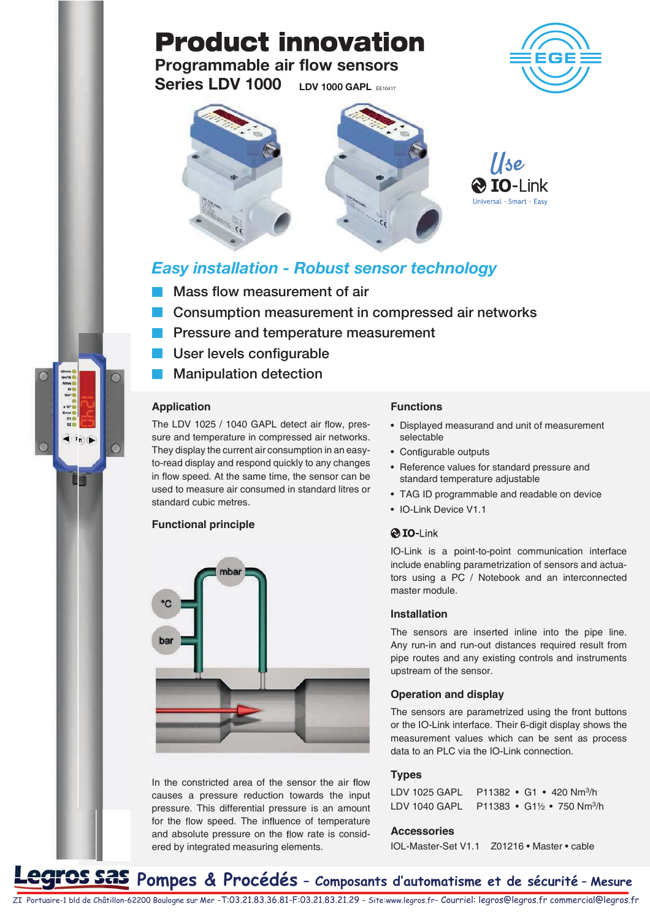# Product innovation

## Programmable air flow sensors

## Series LDV 1000 LDV 1000 GAPL EE10417

Use IO-Link
Universal · Smart · Easy

### *Easy installation - Robust sensor technology*

- Mass flow measurement of air
- Consumption measurement in compressed air networks
- Pressure and temperature measurement
- User levels configurable
- Manipulation detection

### Application

The LDV 1025 / 1040 GAPL detect air flow, pressure and temperature in compressed air networks. They display the current air consumption in an easy-to-read display and respond quickly to any changes in flow speed. At the same time, the sensor can be used to measure air consumed in standard litres or standard cubic metres.

### Functional principle

In the constricted area of the sensor the air flow causes a pressure reduction towards the input pressure. This differential pressure is an amount for the flow speed. The influence of temperature and absolute pressure on the flow rate is considered by integrated measuring elements.

### Functions

- Displayed measurand and unit of measurement selectable
- Configurable outputs
- Reference values for standard pressure and standard temperature adjustable
- TAG ID programmable and readable on device
- IO-Link Device V1.1

### IO-Link

IO-Link is a point-to-point communication interface include enabling parametrization of sensors and actuators using a PC / Notebook and an interconnected master module.

### Installation

The sensors are inserted inline into the pipe line. Any run-in and run-out distances required result from pipe routes and any existing controls and instruments upstream of the sensor.

### Operation and display

The sensors are parametrized using the front buttons or the IO-Link interface. Their 6-digit display shows the measurement values which can be sent as process data to an PLC via the IO-Link connection.

### Types

LDV 1025 GAPL P11382 • G1 • 420 Nm$^3$/h
LDV 1040 GAPL P11383 • G1½ • 750 Nm$^3$/h

### Accessories

IOL-Master-Set V1.1 Z01216 • Master • cable

**Legros sas** Pompes & Procédés - Composants d'automatisme et de sécurité - Mesure

ZI Portuaire-1 bld de Châtillon-62200 Boulogne sur Mer -T:03.21.83.36.81-F:03.21.83.21.29 - Site:www.legros.fr- Courriel: legros@legros.fr commercial@legros.fr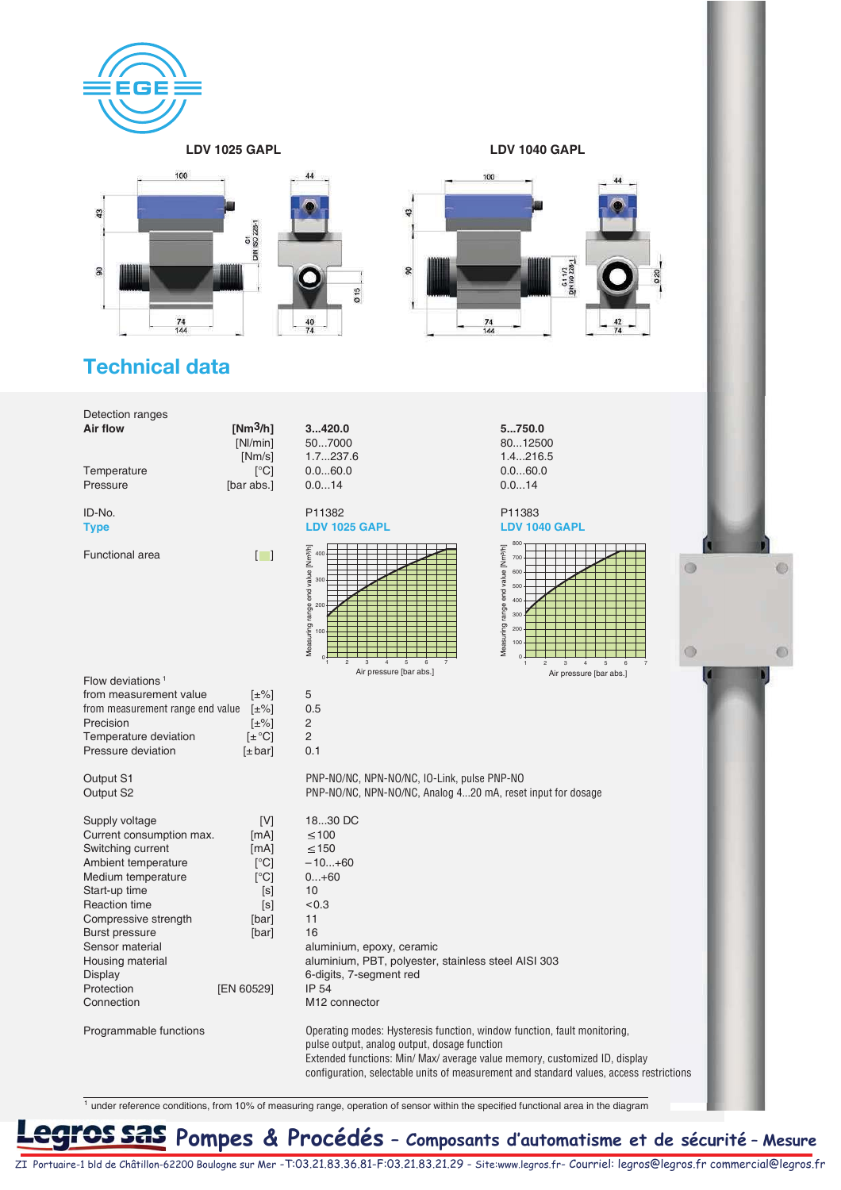EGE

LDV 1025 GAPL

100
43
90
74
144
G1 DIN ISO 228-1
44
40
74
Ø 15

LDV 1040 GAPL

100
43
90
74
144
G 1 1/2 DIN ISO 228-1
44
42
74
Ø 20

# Technical data

| | | | |
|---|---|---|---|
| Detection ranges | | | |
| **Air flow** | **[Nm³/h]** | **3...420.0** | **5...750.0** |
| | [Nl/min] | 50...7000 | 80...12500 |
| | [Nm/s] | 1.7...237.6 | 1.4...216.5 |
| Temperature | [°C] | 0.0...60.0 | 0.0...60.0 |
| Pressure | [bar abs.] | 0.0...14 | 0.0...14 |
| ID-No. | | P11382 | P11383 |
| **Type** | | **LDV 1025 GAPL** | **LDV 1040 GAPL** |
| Functional area | [ ] | | |

Measuring range end value [Nm³/h]
0
100
200
300
400
1 2 3 4 5 6 7
Air pressure [bar abs.]

Measuring range end value [Nm³/h]
0
100
200
300
400
500
600
700
800
1 2 3 4 5 6 7
Air pressure [bar abs.]

| | | |
|---|---|---|
| Flow deviations [1] | | |
| from measurement value | [±%] | 5 |
| from measurement range end value | [±%] | 0.5 |
| Precision | [±%] | 2 |
| Temperature deviation | [±°C] | 2 |
| Pressure deviation | [±bar] | 0.1 |
| Output S1 | | PNP-NO/NC, NPN-NO/NC, IO-Link, pulse PNP-NO |
| Output S2 | | PNP-NO/NC, NPN-NO/NC, Analog 4...20 mA, reset input for dosage |
| Supply voltage | [V] | 18...30 DC |
| Current consumption max. | [mA] | ≤100 |
| Switching current | [mA] | ≤150 |
| Ambient temperature | [°C] | −10...+60 |
| Medium temperature | [°C] | 0...+60 |
| Start-up time | [s] | 10 |
| Reaction time | [s] | <0.3 |
| Compressive strength | [bar] | 11 |
| Burst pressure | [bar] | 16 |
| Sensor material | | aluminium, epoxy, ceramic |
| Housing material | | aluminium, PBT, polyester, stainless steel AISI 303 |
| Display | | 6-digits, 7-segment red |
| Protection | [EN 60529] | IP 54 |
| Connection | | M12 connector |
| Programmable functions | | Operating modes: Hysteresis function, window function, fault monitoring, pulse output, analog output, dosage function<br>Extended functions: Min/ Max/ average value memory, customized ID, display configuration, selectable units of measurement and standard values, access restrictions |

[1] under reference conditions, from 10% of measuring range, operation of sensor within the specified functional area in the diagram

**Legros sas** Pompes & Procédés – Composants d'automatisme et de sécurité – Mesure

ZI Portuaire-1 bld de Châtillon-62200 Boulogne sur Mer -T:03.21.83.36.81-F:03.21.83.21.29 - Site:www.legros.fr- Courriel: legros@legros.fr commercial@legros.fr